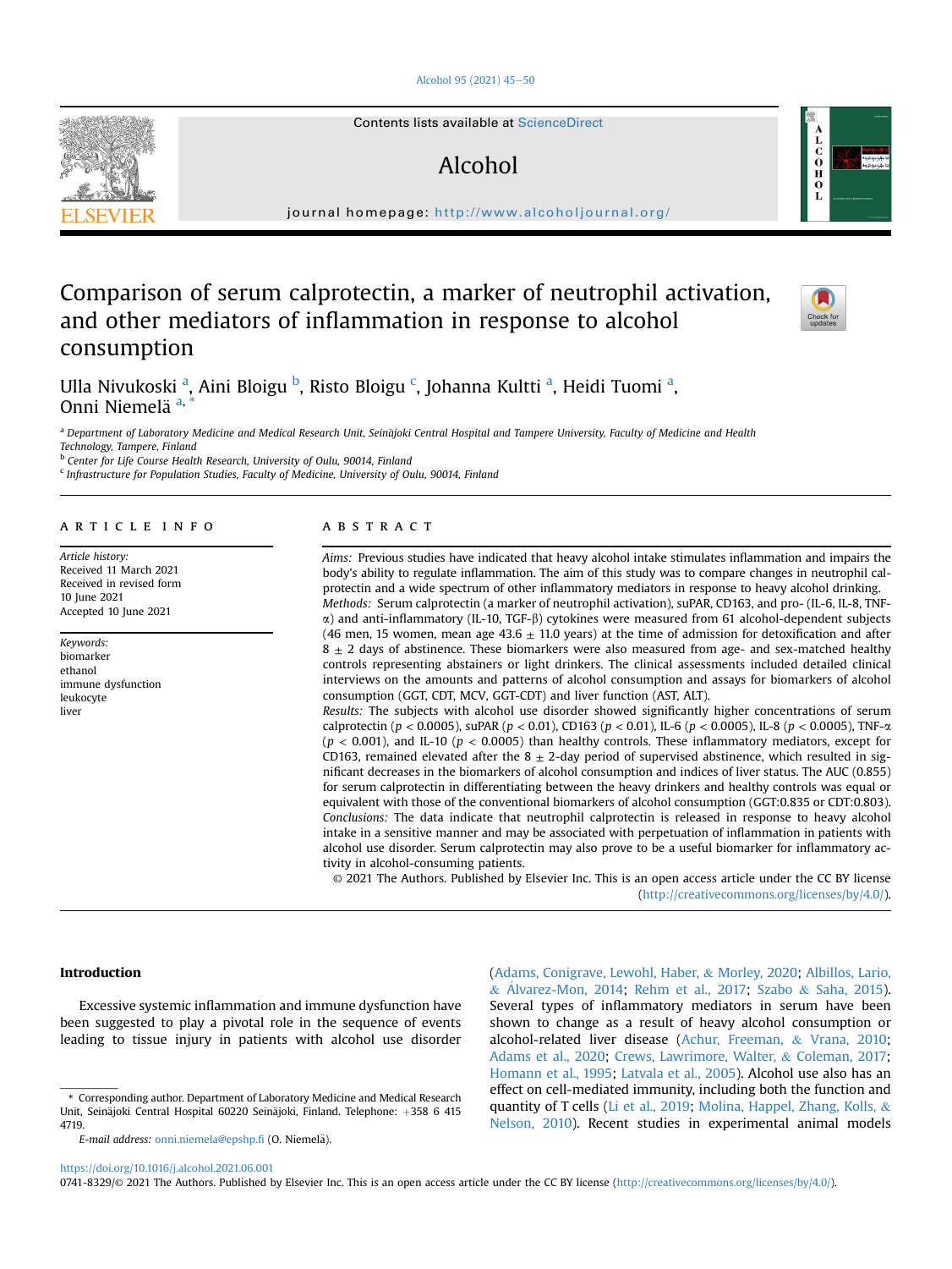# Comparison of serum calprotectin, a marker of neutrophil activation, and other mediators of inflammation in response to alcohol consumption

Ulla Nivukoski [a], Aini Bloigu [b], Risto Bloigu [c], Johanna Kultti [a], Heidi Tuomi [a], Onni Niemelä [a, *]

[a] Department of Laboratory Medicine and Medical Research Unit, Seinäjoki Central Hospital and Tampere University, Faculty of Medicine and Health Technology, Tampere, Finland

[b] Center for Life Course Health Research, University of Oulu, 90014, Finland

[c] Infrastructure for Population Studies, Faculty of Medicine, University of Oulu, 90014, Finland

## ARTICLE INFO

*Article history:*
Received 11 March 2021
Received in revised form 10 June 2021
Accepted 10 June 2021

*Keywords:*
biomarker
ethanol
immune dysfunction
leukocyte
liver

## ABSTRACT

*Aims:* Previous studies have indicated that heavy alcohol intake stimulates inflammation and impairs the body's ability to regulate inflammation. The aim of this study was to compare changes in neutrophil calprotectin and a wide spectrum of other inflammatory mediators in response to heavy alcohol drinking.

*Methods:* Serum calprotectin (a marker of neutrophil activation), suPAR, CD163, and pro- (IL-6, IL-8, TNF-α) and anti-inflammatory (IL-10, TGF-β) cytokines were measured from 61 alcohol-dependent subjects (46 men, 15 women, mean age 43.6 ± 11.0 years) at the time of admission for detoxification and after 8 ± 2 days of abstinence. These biomarkers were also measured from age- and sex-matched healthy controls representing abstainers or light drinkers. The clinical assessments included detailed clinical interviews on the amounts and patterns of alcohol consumption and assays for biomarkers of alcohol consumption (GGT, CDT, MCV, GGT-CDT) and liver function (AST, ALT).

*Results:* The subjects with alcohol use disorder showed significantly higher concentrations of serum calprotectin ($p < 0.0005$), suPAR ($p < 0.01$), CD163 ($p < 0.01$), IL-6 ($p < 0.0005$), IL-8 ($p < 0.0005$), TNF-α ($p < 0.001$), and IL-10 ($p < 0.0005$) than healthy controls. These inflammatory mediators, except for CD163, remained elevated after the 8 ± 2-day period of supervised abstinence, which resulted in significant decreases in the biomarkers of alcohol consumption and indices of liver status. The AUC (0.855) for serum calprotectin in differentiating between the heavy drinkers and healthy controls was equal or equivalent with those of the conventional biomarkers of alcohol consumption (GGT:0.835 or CDT:0.803).

*Conclusions:* The data indicate that neutrophil calprotectin is released in response to heavy alcohol intake in a sensitive manner and may be associated with perpetuation of inflammation in patients with alcohol use disorder. Serum calprotectin may also prove to be a useful biomarker for inflammatory activity in alcohol-consuming patients.

© 2021 The Authors. Published by Elsevier Inc. This is an open access article under the CC BY license (http://creativecommons.org/licenses/by/4.0/).

## Introduction

Excessive systemic inflammation and immune dysfunction have been suggested to play a pivotal role in the sequence of events leading to tissue injury in patients with alcohol use disorder (Adams, Conigrave, Lewohl, Haber, & Morley, 2020; Albillos, Lario, & Álvarez-Mon, 2014; Rehm et al., 2017; Szabo & Saha, 2015). Several types of inflammatory mediators in serum have been shown to change as a result of heavy alcohol consumption or alcohol-related liver disease (Achur, Freeman, & Vrana, 2010; Adams et al., 2020; Crews, Lawrimore, Walter, & Coleman, 2017; Homann et al., 1995; Latvala et al., 2005). Alcohol use also has an effect on cell-mediated immunity, including both the function and quantity of T cells (Li et al., 2019; Molina, Happel, Zhang, Kolls, & Nelson, 2010). Recent studies in experimental animal models

\* Corresponding author. Department of Laboratory Medicine and Medical Research Unit, Seinäjoki Central Hospital 60220 Seinäjoki, Finland. Telephone: +358 6 415 4719.

*E-mail address:* onni.niemela@epshp.fi (O. Niemelä).

https://doi.org/10.1016/j.alcohol.2021.06.001

0741-8329/© 2021 The Authors. Published by Elsevier Inc. This is an open access article under the CC BY license (http://creativecommons.org/licenses/by/4.0/).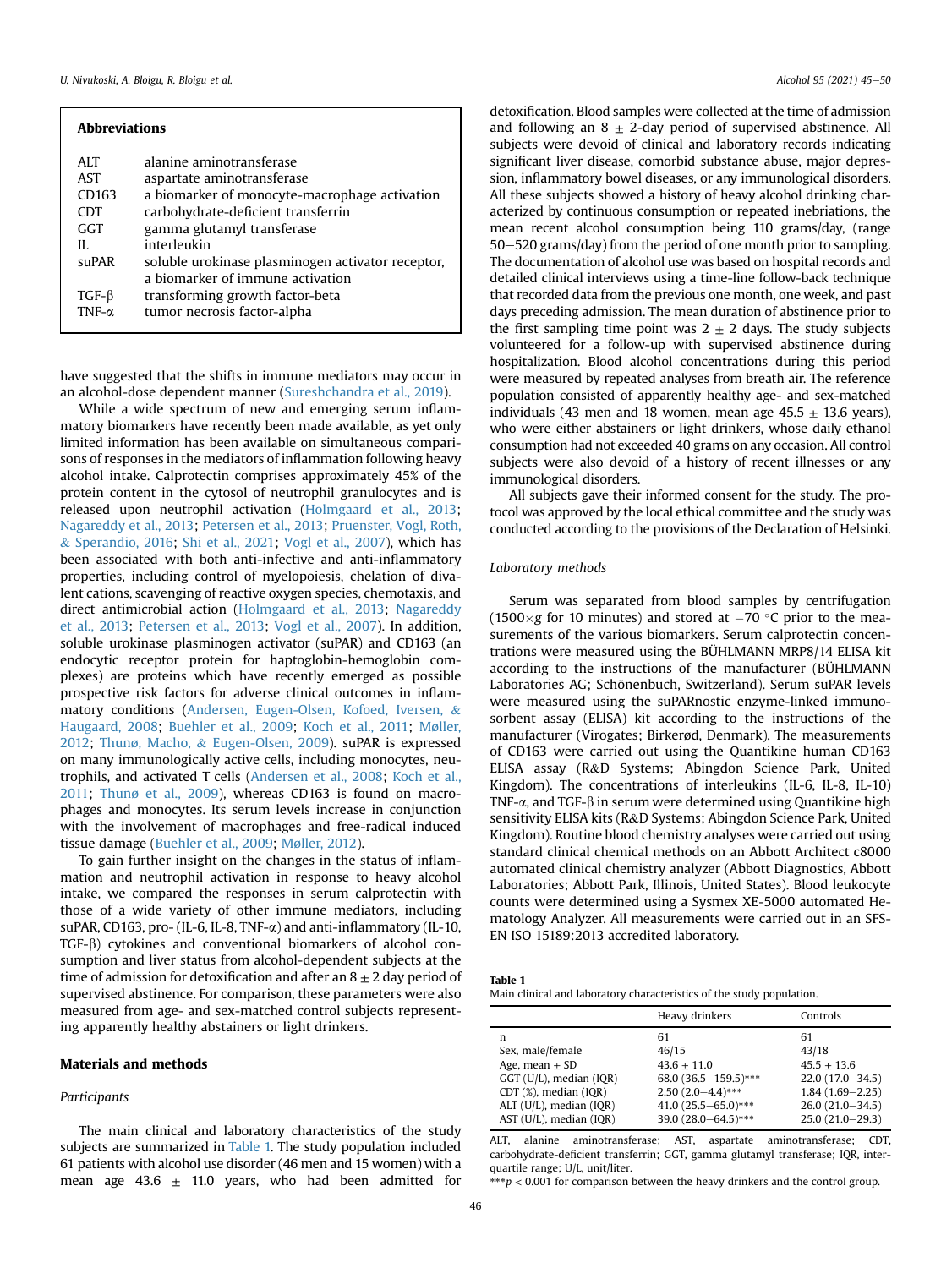**Abbreviations**

| | |
|---|---|
| ALT | alanine aminotransferase |
| AST | aspartate aminotransferase |
| CD163 | a biomarker of monocyte-macrophage activation |
| CDT | carbohydrate-deficient transferrin |
| GGT | gamma glutamyl transferase |
| IL | interleukin |
| suPAR | soluble urokinase plasminogen activator receptor, a biomarker of immune activation |
| TGF-β | transforming growth factor-beta |
| TNF-α | tumor necrosis factor-alpha |

have suggested that the shifts in immune mediators may occur in an alcohol-dose dependent manner (Sureshchandra et al., 2019).

While a wide spectrum of new and emerging serum inflammatory biomarkers have recently been made available, as yet only limited information has been available on simultaneous comparisons of responses in the mediators of inflammation following heavy alcohol intake. Calprotectin comprises approximately 45% of the protein content in the cytosol of neutrophil granulocytes and is released upon neutrophil activation (Holmgaard et al., 2013; Nagareddy et al., 2013; Petersen et al., 2013; Pruenster, Vogl, Roth, & Sperandio, 2016; Shi et al., 2021; Vogl et al., 2007), which has been associated with both anti-infective and anti-inflammatory properties, including control of myelopoiesis, chelation of divalent cations, scavenging of reactive oxygen species, chemotaxis, and direct antimicrobial action (Holmgaard et al., 2013; Nagareddy et al., 2013; Petersen et al., 2013; Vogl et al., 2007). In addition, soluble urokinase plasminogen activator (suPAR) and CD163 (an endocytic receptor protein for haptoglobin-hemoglobin complexes) are proteins which have recently emerged as possible prospective risk factors for adverse clinical outcomes in inflammatory conditions (Andersen, Eugen-Olsen, Kofoed, Iversen, & Haugaard, 2008; Buehler et al., 2009; Koch et al., 2011; Møller, 2012; Thunø, Macho, & Eugen-Olsen, 2009). suPAR is expressed on many immunologically active cells, including monocytes, neutrophils, and activated T cells (Andersen et al., 2008; Koch et al., 2011; Thunø et al., 2009), whereas CD163 is found on macrophages and monocytes. Its serum levels increase in conjunction with the involvement of macrophages and free-radical induced tissue damage (Buehler et al., 2009; Møller, 2012).

To gain further insight on the changes in the status of inflammation and neutrophil activation in response to heavy alcohol intake, we compared the responses in serum calprotectin with those of a wide variety of other immune mediators, including suPAR, CD163, pro- (IL-6, IL-8, TNF-α) and anti-inflammatory (IL-10, TGF-β) cytokines and conventional biomarkers of alcohol consumption and liver status from alcohol-dependent subjects at the time of admission for detoxification and after an 8 ± 2 day period of supervised abstinence. For comparison, these parameters were also measured from age- and sex-matched control subjects representing apparently healthy abstainers or light drinkers.

## Materials and methods

### Participants

The main clinical and laboratory characteristics of the study subjects are summarized in Table 1. The study population included 61 patients with alcohol use disorder (46 men and 15 women) with a mean age 43.6 ± 11.0 years, who had been admitted for detoxification. Blood samples were collected at the time of admission and following an 8 ± 2-day period of supervised abstinence. All subjects were devoid of clinical and laboratory records indicating significant liver disease, comorbid substance abuse, major depression, inflammatory bowel diseases, or any immunological disorders. All these subjects showed a history of heavy alcohol drinking characterized by continuous consumption or repeated inebriations, the mean recent alcohol consumption being 110 grams/day, (range 50–520 grams/day) from the period of one month prior to sampling. The documentation of alcohol use was based on hospital records and detailed clinical interviews using a time-line follow-back technique that recorded data from the previous one month, one week, and past days preceding admission. The mean duration of abstinence prior to the first sampling time point was 2 ± 2 days. The study subjects volunteered for a follow-up with supervised abstinence during hospitalization. Blood alcohol concentrations during this period were measured by repeated analyses from breath air. The reference population consisted of apparently healthy age- and sex-matched individuals (43 men and 18 women, mean age 45.5 ± 13.6 years), who were either abstainers or light drinkers, whose daily ethanol consumption had not exceeded 40 grams on any occasion. All control subjects were also devoid of a history of recent illnesses or any immunological disorders.

All subjects gave their informed consent for the study. The protocol was approved by the local ethical committee and the study was conducted according to the provisions of the Declaration of Helsinki.

### Laboratory methods

Serum was separated from blood samples by centrifugation (1500×g for 10 minutes) and stored at −70 °C prior to the measurements of the various biomarkers. Serum calprotectin concentrations were measured using the BÜHLMANN MRP8/14 ELISA kit according to the instructions of the manufacturer (BÜHLMANN Laboratories AG; Schönenbuch, Switzerland). Serum suPAR levels were measured using the suPARnostic enzyme-linked immunosorbent assay (ELISA) kit according to the instructions of the manufacturer (Virogates; Birkerød, Denmark). The measurements of CD163 were carried out using the Quantikine human CD163 ELISA assay (R&D Systems; Abingdon Science Park, United Kingdom). The concentrations of interleukins (IL-6, IL-8, IL-10) TNF-α, and TGF-β in serum were determined using Quantikine high sensitivity ELISA kits (R&D Systems; Abingdon Science Park, United Kingdom). Routine blood chemistry analyses were carried out using standard clinical chemical methods on an Abbott Architect c8000 automated clinical chemistry analyzer (Abbott Diagnostics, Abbott Laboratories; Abbott Park, Illinois, United States). Blood leukocyte counts were determined using a Sysmex XE-5000 automated Hematology Analyzer. All measurements were carried out in an SFS-EN ISO 15189:2013 accredited laboratory.

**Table 1**
Main clinical and laboratory characteristics of the study population.

| | Heavy drinkers | Controls |
|---|---|---|
| n | 61 | 61 |
| Sex, male/female | 46/15 | 43/18 |
| Age, mean ± SD | 43.6 ± 11.0 | 45.5 ± 13.6 |
| GGT (U/L), median (IQR) | 68.0 (36.5–159.5)*** | 22.0 (17.0–34.5) |
| CDT (%), median (IQR) | 2.50 (2.0–4.4)*** | 1.84 (1.69–2.25) |
| ALT (U/L), median (IQR) | 41.0 (25.5–65.0)*** | 26.0 (21.0–34.5) |
| AST (U/L), median (IQR) | 39.0 (28.0–64.5)*** | 25.0 (21.0–29.3) |

ALT, alanine aminotransferase; AST, aspartate aminotransferase; CDT, carbohydrate-deficient transferrin; GGT, gamma glutamyl transferase; IQR, interquartile range; U/L, unit/liter.
***$p < 0.001$ for comparison between the heavy drinkers and the control group.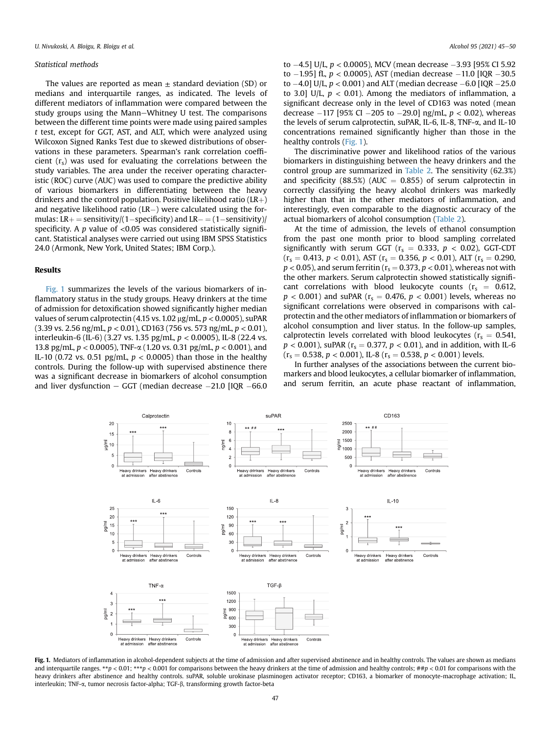### Statistical methods

The values are reported as mean ± standard deviation (SD) or medians and interquartile ranges, as indicated. The levels of different mediators of inflammation were compared between the study groups using the Mann–Whitney U test. The comparisons between the different time points were made using paired samples t test, except for GGT, AST, and ALT, which were analyzed using Wilcoxon Signed Ranks Test due to skewed distributions of observations in these parameters. Spearman's rank correlation coefficient ($r_s$) was used for evaluating the correlations between the study variables. The area under the receiver operating characteristic (ROC) curve (AUC) was used to compare the predictive ability of various biomarkers in differentiating between the heavy drinkers and the control population. Positive likelihood ratio (LR+) and negative likelihood ratio (LR−) were calculated using the formulas: LR+ = sensitivity/(1−specificity) and LR− = (1−sensitivity)/specificity. A p value of <0.05 was considered statistically significant. Statistical analyses were carried out using IBM SPSS Statistics 24.0 (Armonk, New York, United States; IBM Corp.).

## Results

Fig. 1 summarizes the levels of the various biomarkers of inflammatory status in the study groups. Heavy drinkers at the time of admission for detoxification showed significantly higher median values of serum calprotectin (4.15 vs. 1.02 μg/mL, $p < 0.0005$), suPAR (3.39 vs. 2.56 ng/mL, $p < 0.01$), CD163 (756 vs. 573 ng/mL, $p < 0.01$), interleukin-6 (IL-6) (3.27 vs. 1.35 pg/mL, $p < 0.0005$), IL-8 (22.4 vs. 13.8 pg/mL, $p < 0.0005$), TNF-α (1.20 vs. 0.31 pg/mL, $p < 0.001$), and IL-10 (0.72 vs. 0.51 pg/mL, $p < 0.0005$) than those in the healthy controls. During the follow-up with supervised abstinence there was a significant decrease in biomarkers of alcohol consumption and liver dysfunction − GGT (median decrease −21.0 [IQR −66.0 to −4.5] U/L, $p < 0.0005$), MCV (mean decrease −3.93 [95% CI 5.92 to −1.95] fL, $p < 0.0005$), AST (median decrease −11.0 [IQR −30.5 to −4.0] U/L, $p < 0.001$) and ALT (median decrease −6.0 [IQR −25.0 to 3.0] U/L, $p < 0.01$). Among the mediators of inflammation, a significant decrease only in the level of CD163 was noted (mean decrease −117 [95% CI −205 to −29.0] ng/mL, $p < 0.02$), whereas the levels of serum calprotectin, suPAR, IL-6, IL-8, TNF-α, and IL-10 concentrations remained significantly higher than those in the healthy controls (Fig. 1).

The discriminative power and likelihood ratios of the various biomarkers in distinguishing between the heavy drinkers and the control group are summarized in Table 2. The sensitivity (62.3%) and specificity (88.5%) (AUC = 0.855) of serum calprotectin in correctly classifying the heavy alcohol drinkers was markedly higher than that in the other mediators of inflammation, and interestingly, even comparable to the diagnostic accuracy of the actual biomarkers of alcohol consumption (Table 2).

At the time of admission, the levels of ethanol consumption from the past one month prior to blood sampling correlated significantly with serum GGT ($r_s$ = 0.333, $p < 0.02$), GGT-CDT ($r_s$ = 0.413, $p < 0.01$), AST ($r_s$ = 0.356, $p < 0.01$), ALT ($r_s$ = 0.290, $p < 0.05$), and serum ferritin ($r_s$ = 0.373, $p < 0.01$), whereas not with the other markers. Serum calprotectin showed statistically significant correlations with blood leukocyte counts ($r_s$ = 0.612, $p < 0.001$) and suPAR ($r_s$ = 0.476, $p < 0.001$) levels, whereas no significant correlations were observed in comparisons with calprotectin and the other mediators of inflammation or biomarkers of alcohol consumption and liver status. In the follow-up samples, calprotectin levels correlated with blood leukocytes ($r_s$ = 0.541, $p < 0.001$), suPAR ($r_s$ = 0.377, $p < 0.01$), and in addition, with IL-6 ($r_s$ = 0.538, $p < 0.001$), IL-8 ($r_s$ = 0.538, $p < 0.001$) levels.

In further analyses of the associations between the current biomarkers and blood leukocytes, a cellular biomarker of inflammation, and serum ferritin, an acute phase reactant of inflammation,

**Fig. 1.** Mediators of inflammation in alcohol-dependent subjects at the time of admission and after supervised abstinence and in healthy controls. The values are shown as medians and interquartile ranges. **$p < 0.01$; ***$p < 0.001$ for comparisons between the heavy drinkers at the time of admission and healthy controls; ##$p < 0.01$ for comparisons with the heavy drinkers after abstinence and healthy controls. suPAR, soluble urokinase plasminogen activator receptor; CD163, a biomarker of monocyte-macrophage activation; IL, interleukin; TNF-α, tumor necrosis factor-alpha; TGF-β, transforming growth factor-beta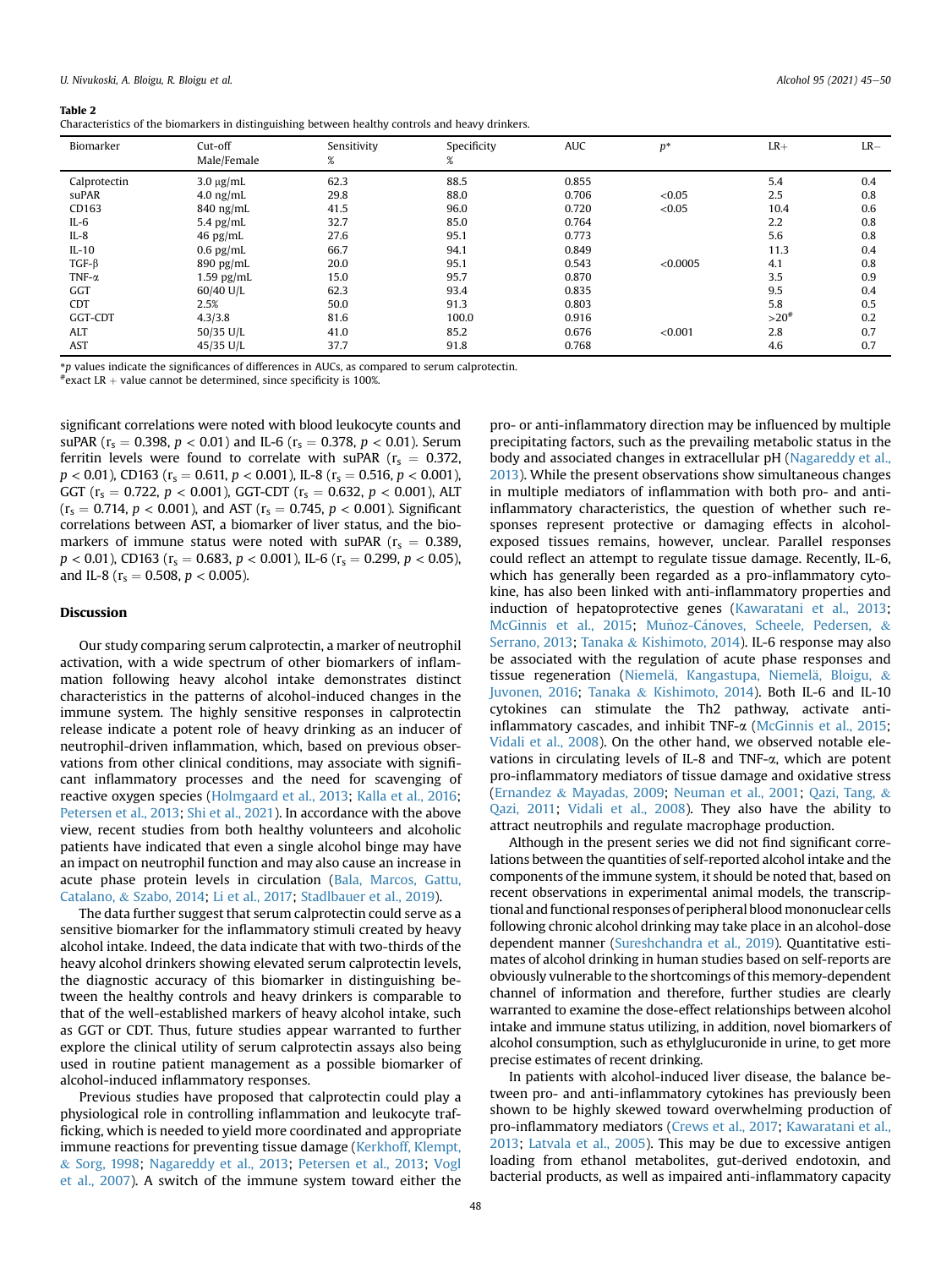**Table 2**
Characteristics of the biomarkers in distinguishing between healthy controls and heavy drinkers.

| Biomarker | Cut-off Male/Female | Sensitivity % | Specificity % | AUC | $p$* | LR+ | LR− |
|---|---|---|---|---|---|---|---|
| Calprotectin | 3.0 μg/mL | 62.3 | 88.5 | 0.855 | | 5.4 | 0.4 |
| suPAR | 4.0 ng/mL | 29.8 | 88.0 | 0.706 | <0.05 | 2.5 | 0.8 |
| CD163 | 840 ng/mL | 41.5 | 96.0 | 0.720 | <0.05 | 10.4 | 0.6 |
| IL-6 | 5.4 pg/mL | 32.7 | 85.0 | 0.764 | | 2.2 | 0.8 |
| IL-8 | 46 pg/mL | 27.6 | 95.1 | 0.773 | | 5.6 | 0.8 |
| IL-10 | 0.6 pg/mL | 66.7 | 94.1 | 0.849 | | 11.3 | 0.4 |
| TGF-β | 890 pg/mL | 20.0 | 95.1 | 0.543 | <0.0005 | 4.1 | 0.8 |
| TNF-α | 1.59 pg/mL | 15.0 | 95.7 | 0.870 | | 3.5 | 0.9 |
| GGT | 60/40 U/L | 62.3 | 93.4 | 0.835 | | 9.5 | 0.4 |
| CDT | 2.5% | 50.0 | 91.3 | 0.803 | | 5.8 | 0.5 |
| GGT-CDT | 4.3/3.8 | 81.6 | 100.0 | 0.916 | | >20# | 0.2 |
| ALT | 50/35 U/L | 41.0 | 85.2 | 0.676 | <0.001 | 2.8 | 0.7 |
| AST | 45/35 U/L | 37.7 | 91.8 | 0.768 | | 4.6 | 0.7 |

*$p$ values indicate the significances of differences in AUCs, as compared to serum calprotectin.
#exact LR + value cannot be determined, since specificity is 100%.

significant correlations were noted with blood leukocyte counts and suPAR ($r_s = 0.398$, $p < 0.01$) and IL-6 ($r_s = 0.378$, $p < 0.01$). Serum ferritin levels were found to correlate with suPAR ($r_s = 0.372$, $p < 0.01$), CD163 ($r_s = 0.611$, $p < 0.001$), IL-8 ($r_s = 0.516$, $p < 0.001$), GGT ($r_s = 0.722$, $p < 0.001$), GGT-CDT ($r_s = 0.632$, $p < 0.001$), ALT ($r_s = 0.714$, $p < 0.001$), and AST ($r_s = 0.745$, $p < 0.001$). Significant correlations between AST, a biomarker of liver status, and the biomarkers of immune status were noted with suPAR ($r_s = 0.389$, $p < 0.01$), CD163 ($r_s = 0.683$, $p < 0.001$), IL-6 ($r_s = 0.299$, $p < 0.05$), and IL-8 ($r_s = 0.508$, $p < 0.005$).

## Discussion

Our study comparing serum calprotectin, a marker of neutrophil activation, with a wide spectrum of other biomarkers of inflammation following heavy alcohol intake demonstrates distinct characteristics in the patterns of alcohol-induced changes in the immune system. The highly sensitive responses in calprotectin release indicate a potent role of heavy drinking as an inducer of neutrophil-driven inflammation, which, based on previous observations from other clinical conditions, may associate with significant inflammatory processes and the need for scavenging of reactive oxygen species (Holmgaard et al., 2013; Kalla et al., 2016; Petersen et al., 2013; Shi et al., 2021). In accordance with the above view, recent studies from both healthy volunteers and alcoholic patients have indicated that even a single alcohol binge may have an impact on neutrophil function and may also cause an increase in acute phase protein levels in circulation (Bala, Marcos, Gattu, Catalano, & Szabo, 2014; Li et al., 2017; Stadlbauer et al., 2019).

The data further suggest that serum calprotectin could serve as a sensitive biomarker for the inflammatory stimuli created by heavy alcohol intake. Indeed, the data indicate that with two-thirds of the heavy alcohol drinkers showing elevated serum calprotectin levels, the diagnostic accuracy of this biomarker in distinguishing between the healthy controls and heavy drinkers is comparable to that of the well-established markers of heavy alcohol intake, such as GGT or CDT. Thus, future studies appear warranted to further explore the clinical utility of serum calprotectin assays also being used in routine patient management as a possible biomarker of alcohol-induced inflammatory responses.

Previous studies have proposed that calprotectin could play a physiological role in controlling inflammation and leukocyte trafficking, which is needed to yield more coordinated and appropriate immune reactions for preventing tissue damage (Kerkhoff, Klempt, & Sorg, 1998; Nagareddy et al., 2013; Petersen et al., 2013; Vogl et al., 2007). A switch of the immune system toward either the pro- or anti-inflammatory direction may be influenced by multiple precipitating factors, such as the prevailing metabolic status in the body and associated changes in extracellular pH (Nagareddy et al., 2013). While the present observations show simultaneous changes in multiple mediators of inflammation with both pro- and anti-inflammatory characteristics, the question of whether such responses represent protective or damaging effects in alcohol-exposed tissues remains, however, unclear. Parallel responses could reflect an attempt to regulate tissue damage. Recently, IL-6, which has generally been regarded as a pro-inflammatory cytokine, has also been linked with anti-inflammatory properties and induction of hepatoprotective genes (Kawaratani et al., 2013; McGinnis et al., 2015; Muñoz-Cánoves, Scheele, Pedersen, & Serrano, 2013; Tanaka & Kishimoto, 2014). IL-6 response may also be associated with the regulation of acute phase responses and tissue regeneration (Niemelä, Kangastupa, Niemelä, Bloigu, & Juvonen, 2016; Tanaka & Kishimoto, 2014). Both IL-6 and IL-10 cytokines can stimulate the Th2 pathway, activate anti-inflammatory cascades, and inhibit TNF-α (McGinnis et al., 2015; Vidali et al., 2008). On the other hand, we observed notable elevations in circulating levels of IL-8 and TNF-α, which are potent pro-inflammatory mediators of tissue damage and oxidative stress (Ernandez & Mayadas, 2009; Neuman et al., 2001; Qazi, Tang, & Qazi, 2011; Vidali et al., 2008). They also have the ability to attract neutrophils and regulate macrophage production.

Although in the present series we did not find significant correlations between the quantities of self-reported alcohol intake and the components of the immune system, it should be noted that, based on recent observations in experimental animal models, the transcriptional and functional responses of peripheral blood mononuclear cells following chronic alcohol drinking may take place in an alcohol-dose dependent manner (Sureshchandra et al., 2019). Quantitative estimates of alcohol drinking in human studies based on self-reports are obviously vulnerable to the shortcomings of this memory-dependent channel of information and therefore, further studies are clearly warranted to examine the dose-effect relationships between alcohol intake and immune status utilizing, in addition, novel biomarkers of alcohol consumption, such as ethylglucuronide in urine, to get more precise estimates of recent drinking.

In patients with alcohol-induced liver disease, the balance between pro- and anti-inflammatory cytokines has previously been shown to be highly skewed toward overwhelming production of pro-inflammatory mediators (Crews et al., 2017; Kawaratani et al., 2013; Latvala et al., 2005). This may be due to excessive antigen loading from ethanol metabolites, gut-derived endotoxin, and bacterial products, as well as impaired anti-inflammatory capacity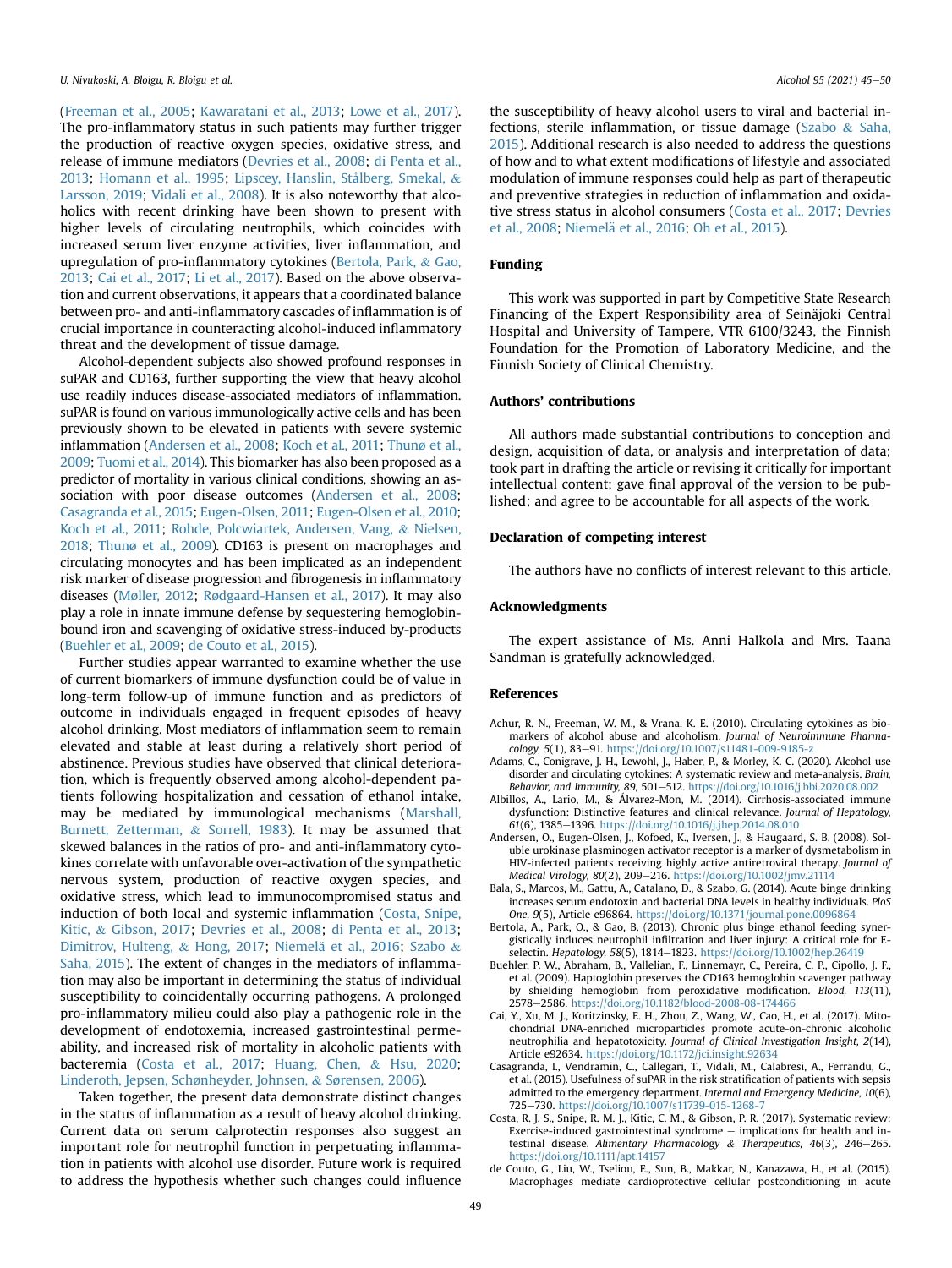(Freeman et al., 2005; Kawaratani et al., 2013; Lowe et al., 2017). The pro-inflammatory status in such patients may further trigger the production of reactive oxygen species, oxidative stress, and release of immune mediators (Devries et al., 2008; di Penta et al., 2013; Homann et al., 1995; Lipscey, Hanslin, Stålberg, Smekal, & Larsson, 2019; Vidali et al., 2008). It is also noteworthy that alcoholics with recent drinking have been shown to present with higher levels of circulating neutrophils, which coincides with increased serum liver enzyme activities, liver inflammation, and upregulation of pro-inflammatory cytokines (Bertola, Park, & Gao, 2013; Cai et al., 2017; Li et al., 2017). Based on the above observation and current observations, it appears that a coordinated balance between pro- and anti-inflammatory cascades of inflammation is of crucial importance in counteracting alcohol-induced inflammatory threat and the development of tissue damage.

Alcohol-dependent subjects also showed profound responses in suPAR and CD163, further supporting the view that heavy alcohol use readily induces disease-associated mediators of inflammation. suPAR is found on various immunologically active cells and has been previously shown to be elevated in patients with severe systemic inflammation (Andersen et al., 2008; Koch et al., 2011; Thunø et al., 2009; Tuomi et al., 2014). This biomarker has also been proposed as a predictor of mortality in various clinical conditions, showing an association with poor disease outcomes (Andersen et al., 2008; Casagranda et al., 2015; Eugen-Olsen, 2011; Eugen-Olsen et al., 2010; Koch et al., 2011; Rohde, Polcwiartek, Andersen, Vang, & Nielsen, 2018; Thunø et al., 2009). CD163 is present on macrophages and circulating monocytes and has been implicated as an independent risk marker of disease progression and fibrogenesis in inflammatory diseases (Møller, 2012; Rødgaard-Hansen et al., 2017). It may also play a role in innate immune defense by sequestering hemoglobin-bound iron and scavenging of oxidative stress-induced by-products (Buehler et al., 2009; de Couto et al., 2015).

Further studies appear warranted to examine whether the use of current biomarkers of immune dysfunction could be of value in long-term follow-up of immune function and as predictors of outcome in individuals engaged in frequent episodes of heavy alcohol drinking. Most mediators of inflammation seem to remain elevated and stable at least during a relatively short period of abstinence. Previous studies have observed that clinical deterioration, which is frequently observed among alcohol-dependent patients following hospitalization and cessation of ethanol intake, may be mediated by immunological mechanisms (Marshall, Burnett, Zetterman, & Sorrell, 1983). It may be assumed that skewed balances in the ratios of pro- and anti-inflammatory cytokines correlate with unfavorable over-activation of the sympathetic nervous system, production of reactive oxygen species, and oxidative stress, which lead to immunocompromised status and induction of both local and systemic inflammation (Costa, Snipe, Kitic, & Gibson, 2017; Devries et al., 2008; di Penta et al., 2013; Dimitrov, Hulteng, & Hong, 2017; Niemelä et al., 2016; Szabo & Saha, 2015). The extent of changes in the mediators of inflammation may also be important in determining the status of individual susceptibility to coincidentally occurring pathogens. A prolonged pro-inflammatory milieu could also play a pathogenic role in the development of endotoxemia, increased gastrointestinal permeability, and increased risk of mortality in alcoholic patients with bacteremia (Costa et al., 2017; Huang, Chen, & Hsu, 2020; Linderoth, Jepsen, Schønheyder, Johnsen, & Sørensen, 2006).

Taken together, the present data demonstrate distinct changes in the status of inflammation as a result of heavy alcohol drinking. Current data on serum calprotectin responses also suggest an important role for neutrophil function in perpetuating inflammation in patients with alcohol use disorder. Future work is required to address the hypothesis whether such changes could influence the susceptibility of heavy alcohol users to viral and bacterial infections, sterile inflammation, or tissue damage (Szabo & Saha, 2015). Additional research is also needed to address the questions of how and to what extent modifications of lifestyle and associated modulation of immune responses could help as part of therapeutic and preventive strategies in reduction of inflammation and oxidative stress status in alcohol consumers (Costa et al., 2017; Devries et al., 2008; Niemelä et al., 2016; Oh et al., 2015).

## Funding

This work was supported in part by Competitive State Research Financing of the Expert Responsibility area of Seinäjoki Central Hospital and University of Tampere, VTR 6100/3243, the Finnish Foundation for the Promotion of Laboratory Medicine, and the Finnish Society of Clinical Chemistry.

## Authors' contributions

All authors made substantial contributions to conception and design, acquisition of data, or analysis and interpretation of data; took part in drafting the article or revising it critically for important intellectual content; gave final approval of the version to be published; and agree to be accountable for all aspects of the work.

## Declaration of competing interest

The authors have no conflicts of interest relevant to this article.

## Acknowledgments

The expert assistance of Ms. Anni Halkola and Mrs. Taana Sandman is gratefully acknowledged.

## References

Achur, R. N., Freeman, W. M., & Vrana, K. E. (2010). Circulating cytokines as biomarkers of alcohol abuse and alcoholism. *Journal of Neuroimmune Pharmacology, 5*(1), 83–91. https://doi.org/10.1007/s11481-009-9185-z

Adams, C., Conigrave, J. H., Lewohl, J., Haber, P., & Morley, K. C. (2020). Alcohol use disorder and circulating cytokines: A systematic review and meta-analysis. *Brain, Behavior, and Immunity, 89*, 501–512. https://doi.org/10.1016/j.bbi.2020.08.002

Albillos, A., Lario, M., & Álvarez-Mon, M. (2014). Cirrhosis-associated immune dysfunction: Distinctive features and clinical relevance. *Journal of Hepatology, 61*(6), 1385–1396. https://doi.org/10.1016/j.jhep.2014.08.010

Andersen, O., Eugen-Olsen, J., Kofoed, K., Iversen, J., & Haugaard, S. B. (2008). Soluble urokinase plasminogen activator receptor is a marker of dysmetabolism in HIV-infected patients receiving highly active antiretroviral therapy. *Journal of Medical Virology, 80*(2), 209–216. https://doi.org/10.1002/jmv.21114

Bala, S., Marcos, M., Gattu, A., Catalano, D., & Szabo, G. (2014). Acute binge drinking increases serum endotoxin and bacterial DNA levels in healthy individuals. *PloS One, 9*(5), Article e96864. https://doi.org/10.1371/journal.pone.0096864

Bertola, A., Park, O., & Gao, B. (2013). Chronic plus binge ethanol feeding synergistically induces neutrophil infiltration and liver injury: A critical role for E-selectin. *Hepatology, 58*(5), 1814–1823. https://doi.org/10.1002/hep.26419

Buehler, P. W., Abraham, B., Vallelian, F., Linnemayr, C., Pereira, C. P., Cipollo, J. F., et al. (2009). Haptoglobin preserves the CD163 hemoglobin scavenger pathway by shielding hemoglobin from peroxidative modification. *Blood, 113*(11), 2578–2586. https://doi.org/10.1182/blood-2008-08-174466

Cai, Y., Xu, M. J., Koritzinsky, E. H., Zhou, Z., Wang, W., Cao, H., et al. (2017). Mitochondrial DNA-enriched microparticles promote acute-on-chronic alcoholic neutrophilia and hepatotoxicity. *Journal of Clinical Investigation Insight, 2*(14), Article e92634. https://doi.org/10.1172/jci.insight.92634

Casagranda, I., Vendramin, C., Callegari, T., Vidali, M., Calabresi, A., Ferrandu, G., et al. (2015). Usefulness of suPAR in the risk stratification of patients with sepsis admitted to the emergency department. *Internal and Emergency Medicine, 10*(6), 725–730. https://doi.org/10.1007/s11739-015-1268-7

Costa, R. J. S., Snipe, R. M. J., Kitic, C. M., & Gibson, P. R. (2017). Systematic review: Exercise-induced gastrointestinal syndrome – implications for health and intestinal disease. *Alimentary Pharmacology & Therapeutics, 46*(3), 246–265. https://doi.org/10.1111/apt.14157

de Couto, G., Liu, W., Tseliou, E., Sun, B., Makkar, N., Kanazawa, H., et al. (2015). Macrophages mediate cardioprotective cellular postconditioning in acute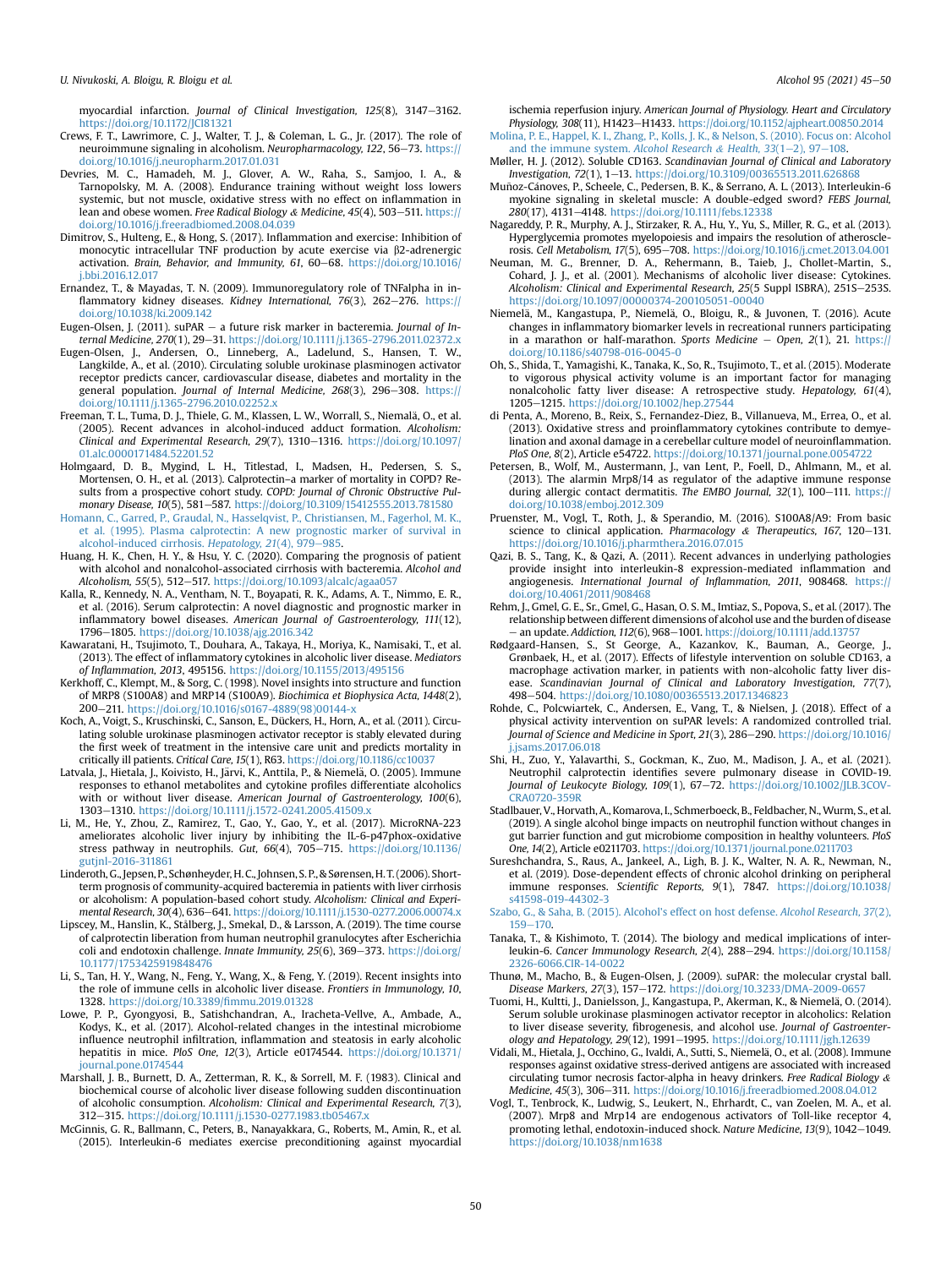myocardial infarction. *Journal of Clinical Investigation, 125*(8), 3147–3162. https://doi.org/10.1172/JCI81321

Crews, F. T., Lawrimore, C. J., Walter, T. J., & Coleman, L. G., Jr. (2017). The role of neuroimmune signaling in alcoholism. *Neuropharmacology, 122*, 56–73. https://doi.org/10.1016/j.neuropharm.2017.01.031

Devries, M. C., Hamadeh, M. J., Glover, A. W., Raha, S., Samjoo, I. A., & Tarnopolsky, M. A. (2008). Endurance training without weight loss lowers systemic, but not muscle, oxidative stress with no effect on inflammation in lean and obese women. *Free Radical Biology & Medicine, 45*(4), 503–511. https://doi.org/10.1016/j.freeradbiomed.2008.04.039

Dimitrov, S., Hulteng, E., & Hong, S. (2017). Inflammation and exercise: Inhibition of monocytic intracellular TNF production by acute exercise via β2-adrenergic activation. *Brain, Behavior, and Immunity, 61*, 60–68. https://doi.org/10.1016/j.bbi.2016.12.017

Ernandez, T., & Mayadas, T. N. (2009). Immunoregulatory role of TNFalpha in inflammatory kidney diseases. *Kidney International, 76*(3), 262–276. https://doi.org/10.1038/ki.2009.142

Eugen-Olsen, J. (2011). suPAR – a future risk marker in bacteremia. *Journal of Internal Medicine, 270*(1), 29–31. https://doi.org/10.1111/j.1365-2796.2011.02372.x

Eugen-Olsen, J., Andersen, O., Linneberg, A., Ladelund, S., Hansen, T. W., Langkilde, A., et al. (2010). Circulating soluble urokinase plasminogen activator receptor predicts cancer, cardiovascular disease, diabetes and mortality in the general population. *Journal of Internal Medicine, 268*(3), 296–308. https://doi.org/10.1111/j.1365-2796.2010.02252.x

Freeman, T. L., Tuma, D. J., Thiele, G. M., Klassen, L. W., Worrall, S., Niemalä, O., et al. (2005). Recent advances in alcohol-induced adduct formation. *Alcoholism: Clinical and Experimental Research, 29*(7), 1310–1316. https://doi.org/10.1097/01.alc.0000171484.52201.52

Holmgaard, D. B., Mygind, L. H., Titlestad, I., Madsen, H., Pedersen, S. S., Mortensen, O. H., et al. (2013). Calprotectin–a marker of mortality in COPD? Results from a prospective cohort study. *COPD: Journal of Chronic Obstructive Pulmonary Disease, 10*(5), 581–587. https://doi.org/10.3109/15412555.2013.781580

Homann, C., Garred, P., Graudal, N., Hasselqvist, P., Christiansen, M., Fagerhol, M. K., et al. (1995). Plasma calprotectin: A new prognostic marker of survival in alcohol-induced cirrhosis. *Hepatology, 21*(4), 979–985.

Huang, H. K., Chen, H. Y., & Hsu, Y. C. (2020). Comparing the prognosis of patient with alcohol and nonalcohol-associated cirrhosis with bacteremia. *Alcohol and Alcoholism, 55*(5), 512–517. https://doi.org/10.1093/alcalc/agaa057

Kalla, R., Kennedy, N. A., Ventham, N. T., Boyapati, R. K., Adams, A. T., Nimmo, E. R., et al. (2016). Serum calprotectin: A novel diagnostic and prognostic marker in inflammatory bowel diseases. *American Journal of Gastroenterology, 111*(12), 1796–1805. https://doi.org/10.1038/ajg.2016.342

Kawaratani, H., Tsujimoto, T., Douhara, A., Takaya, H., Moriya, K., Namisaki, T., et al. (2013). The effect of inflammatory cytokines in alcoholic liver disease. *Mediators of Inflammation, 2013*, 495156. https://doi.org/10.1155/2013/495156

Kerkhoff, C., Klempt, M., & Sorg, C. (1998). Novel insights into structure and function of MRP8 (S100A8) and MRP14 (S100A9). *Biochimica et Biophysica Acta, 1448*(2), 200–211. https://doi.org/10.1016/s0167-4889(98)00144-x

Koch, A., Voigt, S., Kruschinski, C., Sanson, E., Dückers, H., Horn, A., et al. (2011). Circulating soluble urokinase plasminogen activator receptor is stably elevated during the first week of treatment in the intensive care unit and predicts mortality in critically ill patients. *Critical Care, 15*(1), R63. https://doi.org/10.1186/cc10037

Latvala, J., Hietala, J., Koivisto, H., Järvi, K., Anttila, P., & Niemelä, O. (2005). Immune responses to ethanol metabolites and cytokine profiles differentiate alcoholics with or without liver disease. *American Journal of Gastroenterology, 100*(6), 1303–1310. https://doi.org/10.1111/j.1572-0241.2005.41509.x

Li, M., He, Y., Zhou, Z., Ramirez, T., Gao, Y., Gao, Y., et al. (2017). MicroRNA-223 ameliorates alcoholic liver injury by inhibiting the IL-6-p47phox-oxidative stress pathway in neutrophils. *Gut, 66*(4), 705–715. https://doi.org/10.1136/gutjnl-2016-311861

Linderoth, G., Jepsen, P., Schønheyder, H. C., Johnsen, S. P., & Sørensen, H. T. (2006). Short-term prognosis of community-acquired bacteremia in patients with liver cirrhosis or alcoholism: A population-based cohort study. *Alcoholism: Clinical and Experimental Research, 30*(4), 636–641. https://doi.org/10.1111/j.1530-0277.2006.00074.x

Lipscey, M., Hanslin, K., Stålberg, J., Smekal, D., & Larsson, A. (2019). The time course of calprotectin liberation from human neutrophil granulocytes after Escherichia coli and endotoxin challenge. *Innate Immunity, 25*(6), 369–373. https://doi.org/10.1177/1753425919848476

Li, S., Tan, H. Y., Wang, N., Feng, Y., Wang, X., & Feng, Y. (2019). Recent insights into the role of immune cells in alcoholic liver disease. *Frontiers in Immunology, 10*, 1328. https://doi.org/10.3389/fimmu.2019.01328

Lowe, P. P., Gyongyosi, B., Satishchandran, A., Iracheta-Vellve, A., Ambade, A., Kodys, K., et al. (2017). Alcohol-related changes in the intestinal microbiome influence neutrophil infiltration, inflammation and steatosis in early alcoholic hepatitis in mice. *PloS One, 12*(3), Article e0174544. https://doi.org/10.1371/journal.pone.0174544

Marshall, J. B., Burnett, D. A., Zetterman, R. K., & Sorrell, M. F. (1983). Clinical and biochemical course of alcoholic liver disease following sudden discontinuation of alcoholic consumption. *Alcoholism: Clinical and Experimental Research, 7*(3), 312–315. https://doi.org/10.1111/j.1530-0277.1983.tb05467.x

McGinnis, G. R., Ballmann, C., Peters, B., Nanayakkara, G., Roberts, M., Amin, R., et al. (2015). Interleukin-6 mediates exercise preconditioning against myocardial ischemia reperfusion injury. *American Journal of Physiology. Heart and Circulatory Physiology, 308*(11), H1423–H1433. https://doi.org/10.1152/ajpheart.00850.2014

Molina, P. E., Happel, K. I., Zhang, P., Kolls, J. K., & Nelson, S. (2010). Focus on: Alcohol and the immune system. *Alcohol Research & Health, 33*(1–2), 97–108.

Møller, H. J. (2012). Soluble CD163. *Scandinavian Journal of Clinical and Laboratory Investigation, 72*(1), 1–13. https://doi.org/10.3109/00365513.2011.626868

Muñoz-Cánoves, P., Scheele, C., Pedersen, B. K., & Serrano, A. L. (2013). Interleukin-6 myokine signaling in skeletal muscle: A double-edged sword? *FEBS Journal, 280*(17), 4131–4148. https://doi.org/10.1111/febs.12338

Nagareddy, P. R., Murphy, A. J., Stirzaker, R. A., Hu, Y., Yu, S., Miller, R. G., et al. (2013). Hyperglycemia promotes myelopoiesis and impairs the resolution of atherosclerosis. *Cell Metabolism, 17*(5), 695–708. https://doi.org/10.1016/j.cmet.2013.04.001

Neuman, M. G., Brenner, D. A., Rehermann, B., Taieb, J., Chollet-Martin, S., Cohard, J. J., et al. (2001). Mechanisms of alcoholic liver disease: Cytokines. *Alcoholism: Clinical and Experimental Research, 25*(5 Suppl ISBRA), 251S–253S. https://doi.org/10.1097/00000374-200105051-00040

Niemelä, M., Kangastupa, P., Niemelä, O., Bloigu, R., & Juvonen, T. (2016). Acute changes in inflammatory biomarker levels in recreational runners participating in a marathon or half-marathon. *Sports Medicine – Open, 2*(1), 21. https://doi.org/10.1186/s40798-016-0045-0

Oh, S., Shida, T., Yamagishi, K., Tanaka, K., So, R., Tsujimoto, T., et al. (2015). Moderate to vigorous physical activity volume is an important factor for managing nonalcoholic fatty liver disease: A retrospective study. *Hepatology, 61*(4), 1205–1215. https://doi.org/10.1002/hep.27544

di Penta, A., Moreno, B., Reix, S., Fernandez-Diez, B., Villanueva, M., Errea, O., et al. (2013). Oxidative stress and proinflammatory cytokines contribute to demyelination and axonal damage in a cerebellar culture model of neuroinflammation. *PloS One, 8*(2), Article e54722. https://doi.org/10.1371/journal.pone.0054722

Petersen, B., Wolf, M., Austermann, J., van Lent, P., Foell, D., Ahlmann, M., et al. (2013). The alarmin Mrp8/14 as regulator of the adaptive immune response during allergic contact dermatitis. *The EMBO Journal, 32*(1), 100–111. https://doi.org/10.1038/emboj.2012.309

Pruenster, M., Vogl, T., Roth, J., & Sperandio, M. (2016). S100A8/A9: From basic science to clinical application. *Pharmacology & Therapeutics, 167*, 120–131. https://doi.org/10.1016/j.pharmthera.2016.07.015

Qazi, B. S., Tang, K., & Qazi, A. (2011). Recent advances in underlying pathologies provide insight into interleukin-8 expression-mediated inflammation and angiogenesis. *International Journal of Inflammation, 2011*, 908468. https://doi.org/10.4061/2011/908468

Rehm, J., Gmel, G. E., Sr., Gmel, G., Hasan, O. S. M., Imtiaz, S., Popova, S., et al. (2017). The relationship between different dimensions of alcohol use and the burden of disease – an update. *Addiction, 112*(6), 968–1001. https://doi.org/10.1111/add.13757

Rødgaard-Hansen, S., St George, A., Kazankov, K., Bauman, A., George, J., Grønbaek, H., et al. (2017). Effects of lifestyle intervention on soluble CD163, a macrophage activation marker, in patients with non-alcoholic fatty liver disease. *Scandinavian Journal of Clinical and Laboratory Investigation, 77*(7), 498–504. https://doi.org/10.1080/00365513.2017.1346823

Rohde, C., Polcwiartek, C., Andersen, E., Vang, T., & Nielsen, J. (2018). Effect of a physical activity intervention on suPAR levels: A randomized controlled trial. *Journal of Science and Medicine in Sport, 21*(3), 286–290. https://doi.org/10.1016/j.jsams.2017.06.018

Shi, H., Zuo, Y., Yalavarthi, S., Gockman, K., Zuo, M., Madison, J. A., et al. (2021). Neutrophil calprotectin identifies severe pulmonary disease in COVID-19. *Journal of Leukocyte Biology, 109*(1), 67–72. https://doi.org/10.1002/JLB.3COV-CRA0720-359R

Stadlbauer, V., Horvath, A., Komarova, I., Schmerboeck, B., Feldbacher, N., Wurm, S., et al. (2019). A single alcohol binge impacts on neutrophil function without changes in gut barrier function and gut microbiome composition in healthy volunteers. *PloS One, 14*(2), Article e0211703. https://doi.org/10.1371/journal.pone.0211703

Sureshchandra, S., Raus, A., Jankeel, A., Ligh, B. J. K., Walter, N. A. R., Newman, N., et al. (2019). Dose-dependent effects of chronic alcohol drinking on peripheral immune responses. *Scientific Reports, 9*(1), 7847. https://doi.org/10.1038/s41598-019-44302-3

Szabo, G., & Saha, B. (2015). Alcohol's effect on host defense. *Alcohol Research, 37*(2), 159–170.

Tanaka, T., & Kishimoto, T. (2014). The biology and medical implications of interleukin-6. *Cancer Immunology Research, 2*(4), 288–294. https://doi.org/10.1158/2326-6066.CIR-14-0022

Thunø, M., Macho, B., & Eugen-Olsen, J. (2009). suPAR: the molecular crystal ball. *Disease Markers, 27*(3), 157–172. https://doi.org/10.3233/DMA-2009-0657

Tuomi, H., Kultti, J., Danielsson, J., Kangastupa, P., Akerman, K., & Niemelä, O. (2014). Serum soluble urokinase plasminogen activator receptor in alcoholics: Relation to liver disease severity, fibrogenesis, and alcohol use. *Journal of Gastroenterology and Hepatology, 29*(12), 1991–1995. https://doi.org/10.1111/jgh.12639

Vidali, M., Hietala, J., Occhino, G., Ivaldi, A., Sutti, S., Niemelä, O., et al. (2008). Immune responses against oxidative stress-derived antigens are associated with increased circulating tumor necrosis factor-alpha in heavy drinkers. *Free Radical Biology & Medicine, 45*(3), 306–311. https://doi.org/10.1016/j.freeradbiomed.2008.04.012

Vogl, T., Tenbrock, K., Ludwig, S., Leukert, N., Ehrhardt, C., van Zoelen, M. A., et al. (2007). Mrp8 and Mrp14 are endogenous activators of Toll-like receptor 4, promoting lethal, endotoxin-induced shock. *Nature Medicine, 13*(9), 1042–1049. https://doi.org/10.1038/nm1638